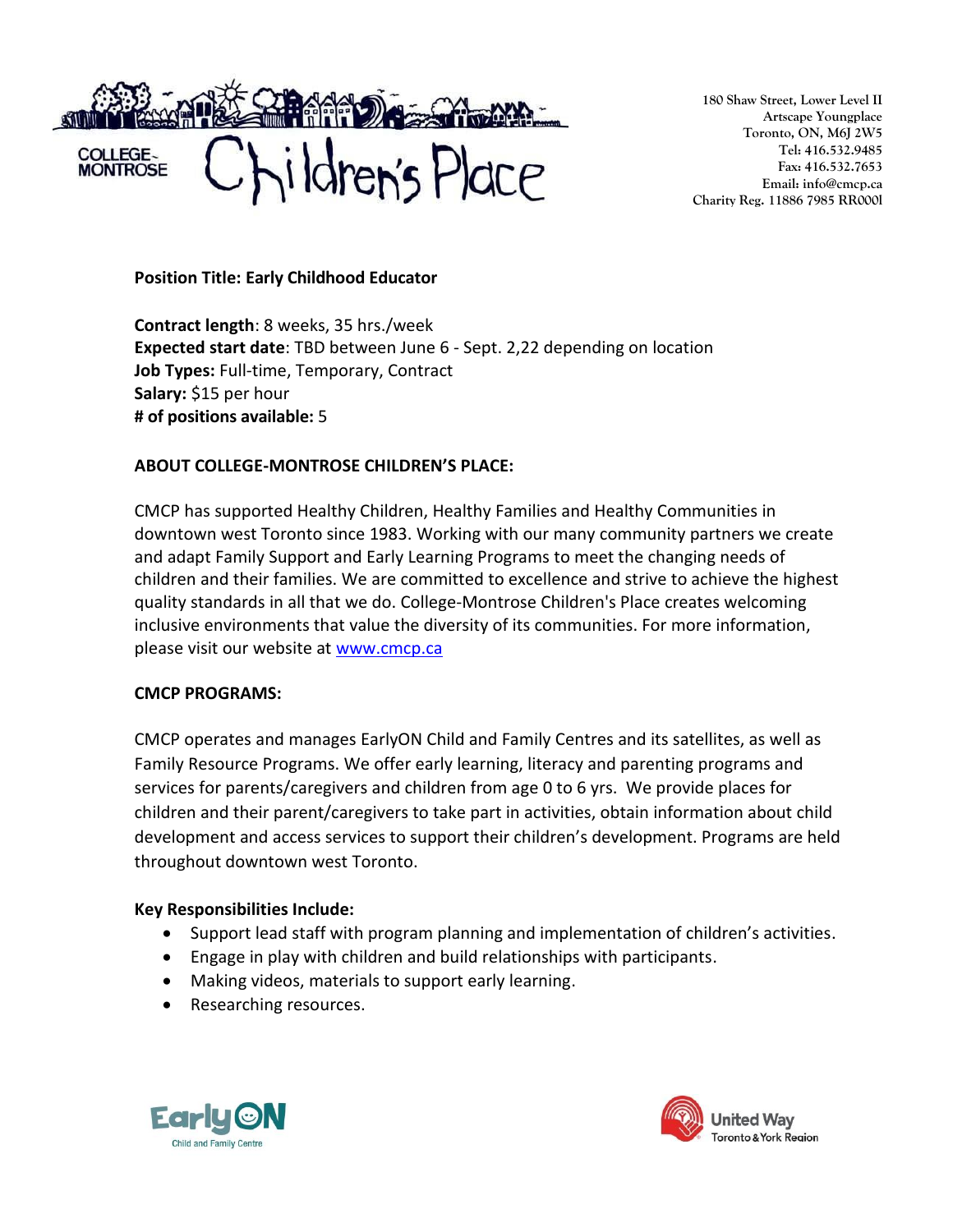COLLEGE-MONTROSE Children's Place

180 Shaw Street, Lower Level II
Artscape Youngplace
Toronto, ON, M6J 2W5
Tel: 416.532.9485
Fax: 416.532.7653
Email: info@cmcp.ca
Charity Reg. 11886 7985 RR0001

**Position Title: Early Childhood Educator**

**Contract length**: 8 weeks, 35 hrs./week
**Expected start date**: TBD between June 6 - Sept. 2,22 depending on location
**Job Types:** Full-time, Temporary, Contract
**Salary:** $15 per hour
**# of positions available:** 5

**ABOUT COLLEGE-MONTROSE CHILDREN'S PLACE:**

CMCP has supported Healthy Children, Healthy Families and Healthy Communities in downtown west Toronto since 1983. Working with our many community partners we create and adapt Family Support and Early Learning Programs to meet the changing needs of children and their families. We are committed to excellence and strive to achieve the highest quality standards in all that we do. College-Montrose Children's Place creates welcoming inclusive environments that value the diversity of its communities. For more information, please visit our website at www.cmcp.ca

**CMCP PROGRAMS:**

CMCP operates and manages EarlyON Child and Family Centres and its satellites, as well as Family Resource Programs. We offer early learning, literacy and parenting programs and services for parents/caregivers and children from age 0 to 6 yrs. We provide places for children and their parent/caregivers to take part in activities, obtain information about child development and access services to support their children's development. Programs are held throughout downtown west Toronto.

**Key Responsibilities Include:**

- Support lead staff with program planning and implementation of children's activities.
- Engage in play with children and build relationships with participants.
- Making videos, materials to support early learning.
- Researching resources.

EarlyON Child and Family Centre

United Way Toronto & York Region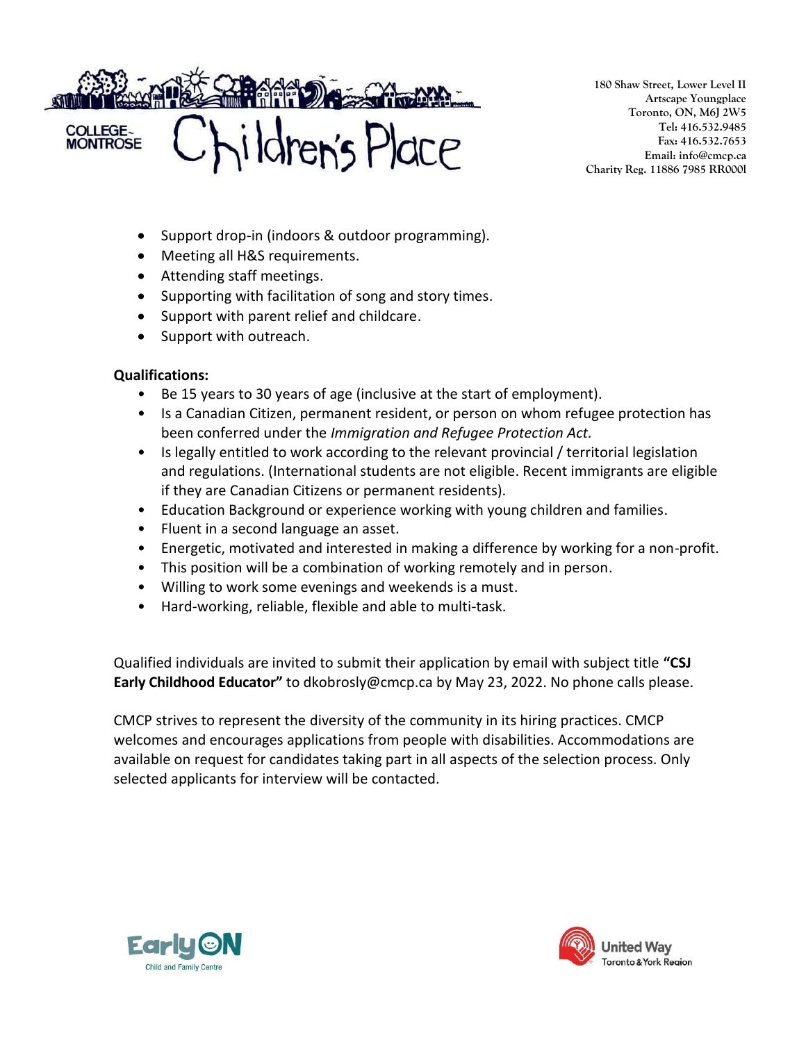COLLEGE-MONTROSE Children's Place

180 Shaw Street, Lower Level II
Artscape Youngplace
Toronto, ON, M6J 2W5
Tel: 416.532.9485
Fax: 416.532.7653
Email: info@cmcp.ca
Charity Reg. 11886 7985 RR0001

- Support drop-in (indoors & outdoor programming).
- Meeting all H&S requirements.
- Attending staff meetings.
- Supporting with facilitation of song and story times.
- Support with parent relief and childcare.
- Support with outreach.

**Qualifications:**

- Be 15 years to 30 years of age (inclusive at the start of employment).
- Is a Canadian Citizen, permanent resident, or person on whom refugee protection has been conferred under the *Immigration and Refugee Protection Act.*
- Is legally entitled to work according to the relevant provincial / territorial legislation and regulations. (International students are not eligible. Recent immigrants are eligible if they are Canadian Citizens or permanent residents).
- Education Background or experience working with young children and families.
- Fluent in a second language an asset.
- Energetic, motivated and interested in making a difference by working for a non-profit.
- This position will be a combination of working remotely and in person.
- Willing to work some evenings and weekends is a must.
- Hard-working, reliable, flexible and able to multi-task.

Qualified individuals are invited to submit their application by email with subject title **"CSJ Early Childhood Educator"** to dkobrosly@cmcp.ca by May 23, 2022. No phone calls please.

CMCP strives to represent the diversity of the community in its hiring practices. CMCP welcomes and encourages applications from people with disabilities. Accommodations are available on request for candidates taking part in all aspects of the selection process. Only selected applicants for interview will be contacted.

EarlyON Child and Family Centre

United Way Toronto & York Region